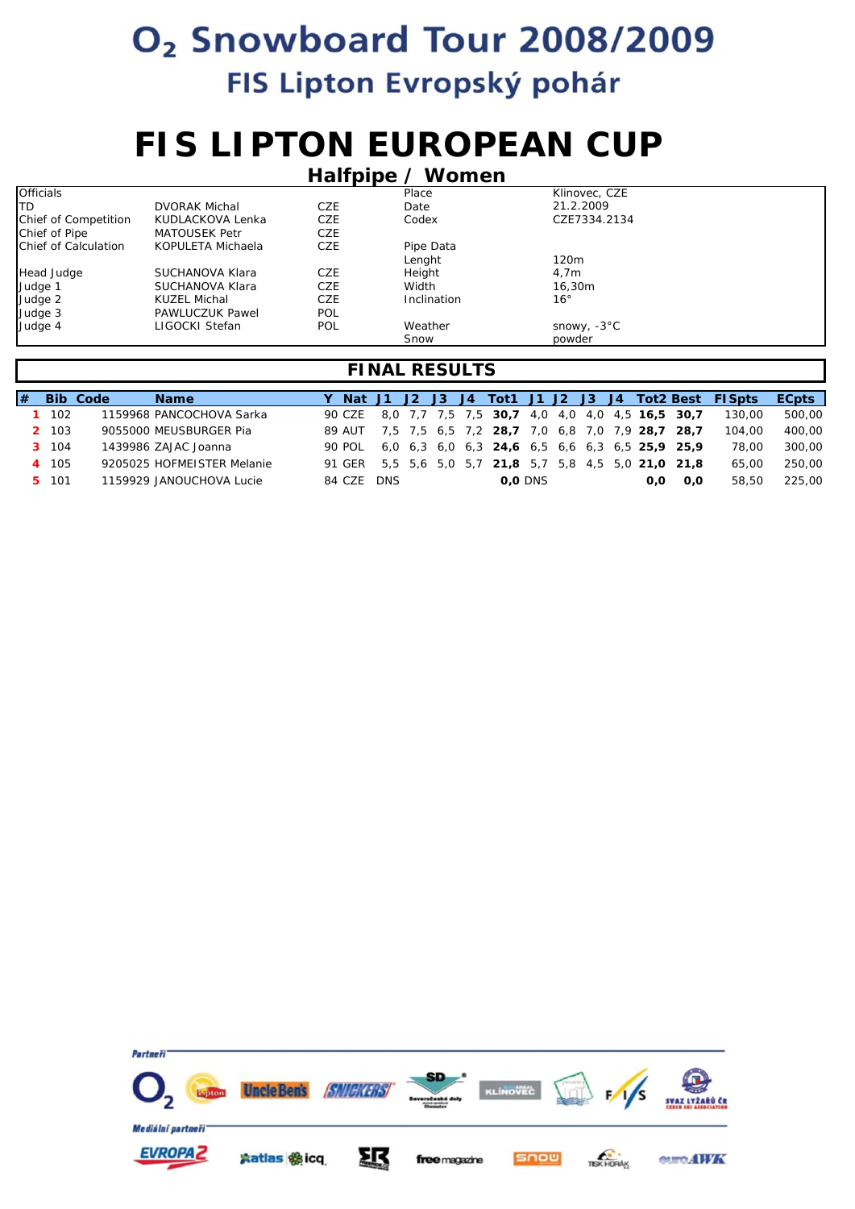# O$_2$ Snowboard Tour 2008/2009

## FIS Lipton Evropský pohár

# FIS LIPTON EUROPEAN CUP

## Halfpipe / Women

| Officials | | | | |
|---|---|---|---|---|
| TD | DVORAK Michal | CZE | Place | Klinovec, CZE |
| Chief of Competition | KUDLACKOVA Lenka | CZE | Date | 21.2.2009 |
| Chief of Pipe | MATOUSEK Petr | CZE | Codex | CZE7334.2134 |
| Chief of Calculation | KOPULETA Michaela | CZE | Pipe Data | |
| | | | Lenght | 120m |
| Head Judge | SUCHANOVA Klara | CZE | Height | 4,7m |
| Judge 1 | SUCHANOVA Klara | CZE | Width | 16,30m |
| Judge 2 | KUZEL Michal | CZE | Inclination | 16° |
| Judge 3 | PAWLUCZUK Pawel | POL | | |
| Judge 4 | LIGOCKI Stefan | POL | Weather | snowy, -3°C |
| | | | Snow | powder |

## FINAL RESULTS

| # | Bib | Code | Name | Y | Nat | J1 | J2 | J3 | J4 | Tot1 | J1 | J2 | J3 | J4 | Tot2 | Best | FISpts | ECpts |
|---|---|---|---|---|---|---|---|---|---|---|---|---|---|---|---|---|---|---|
| 1 | 102 | 1159968 | PANCOCHOVA Sarka | 90 | CZE | 8,0 | 7,7 | 7,5 | 7,5 | **30,7** | 4,0 | 4,0 | 4,0 | 4,5 | **16,5** | **30,7** | 130,00 | 500,00 |
| 2 | 103 | 9055000 | MEUSBURGER Pia | 89 | AUT | 7,5 | 7,5 | 6,5 | 7,2 | **28,7** | 7,0 | 6,8 | 7,0 | 7,9 | **28,7** | **28,7** | 104,00 | 400,00 |
| 3 | 104 | 1439986 | ZAJAC Joanna | 90 | POL | 6,0 | 6,3 | 6,0 | 6,3 | **24,6** | 6,5 | 6,6 | 6,3 | 6,5 | **25,9** | **25,9** | 78,00 | 300,00 |
| 4 | 105 | 9205025 | HOFMEISTER Melanie | 91 | GER | 5,5 | 5,6 | 5,0 | 5,7 | **21,8** | 5,7 | 5,8 | 4,5 | 5,0 | **21,0** | **21,8** | 65,00 | 250,00 |
| 5 | 101 | 1159929 | JANOUCHOVA Lucie | 84 | CZE | DNS | | | | **0,0** | DNS | | | | **0,0** | **0,0** | 58,50 | 225,00 |

Partneři

Mediální partneři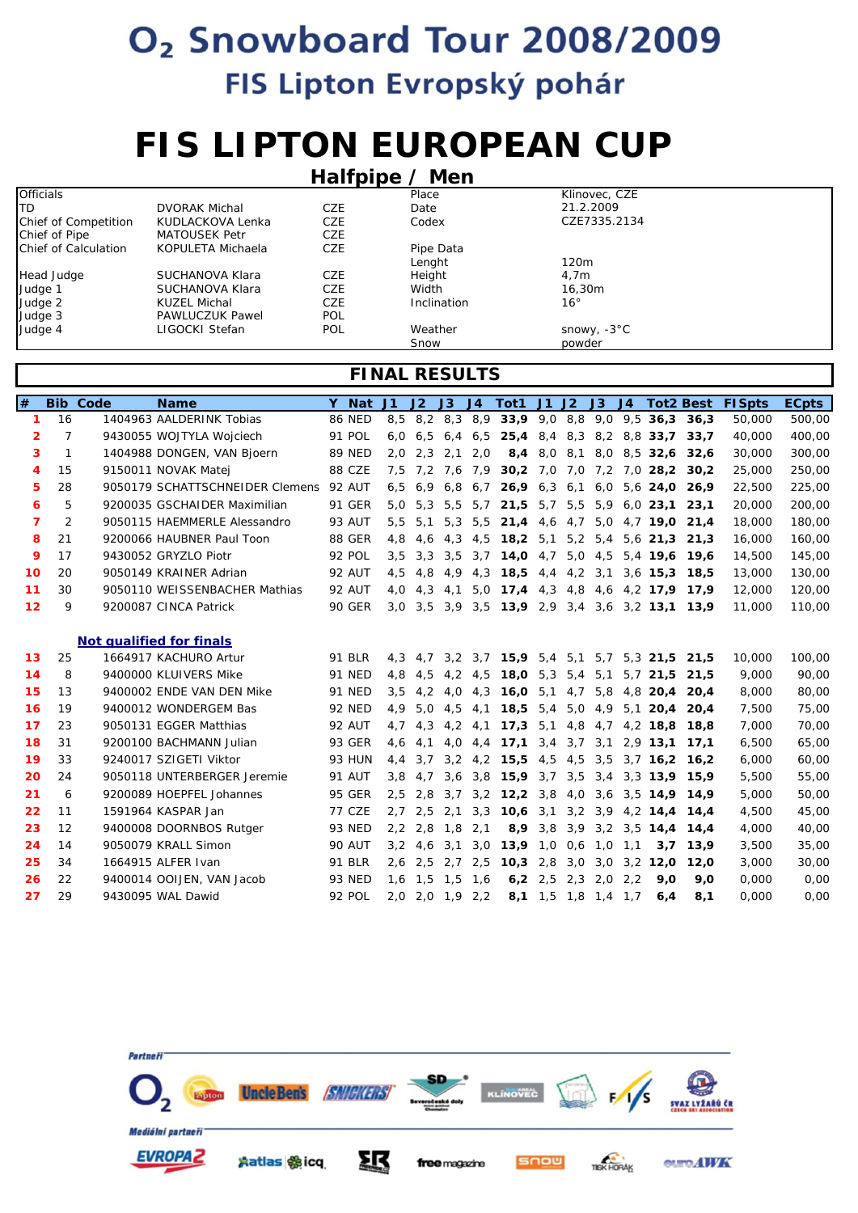# O₂ Snowboard Tour 2008/2009

## FIS Lipton Evropský pohár

# FIS LIPTON EUROPEAN CUP

## Halfpipe / Men

| Officials | | | | |
|---|---|---|---|---|
| TD | DVORAK Michal | CZE | Place | Klinovec, CZE |
| Chief of Competition | KUDLACKOVA Lenka | CZE | Date | 21.2.2009 |
| Chief of Pipe | MATOUSEK Petr | CZE | Codex | CZE7335.2134 |
| Chief of Calculation | KOPULETA Michaela | CZE | Pipe Data | |
| | | | Lenght | 120m |
| Head Judge | SUCHANOVA Klara | CZE | Height | 4,7m |
| Judge 1 | SUCHANOVA Klara | CZE | Width | 16,30m |
| Judge 2 | KUZEL Michal | CZE | Inclination | 16° |
| Judge 3 | PAWLUCZUK Pawel | POL | | |
| Judge 4 | LIGOCKI Stefan | POL | Weather | snowy, -3°C |
| | | | Snow | powder |

## FINAL RESULTS

| # | Bib | Code | Name | Y | Nat | J1 | J2 | J3 | J4 | Tot1 | J1 | J2 | J3 | J4 | Tot2 | Best | FISpts | ECpts |
|---|---|---|---|---|---|---|---|---|---|---|---|---|---|---|---|---|---|---|
| 1 | 16 | 1404963 | AALDERINK Tobias | 86 | NED | 8,5 | 8,2 | 8,3 | 8,9 | **33,9** | 9,0 | 8,8 | 9,0 | 9,5 | **36,3** | **36,3** | 50,000 | 500,00 |
| 2 | 7 | 9430055 | WOJTYLA Wojciech | 91 | POL | 6,0 | 6,5 | 6,4 | 6,5 | **25,4** | 8,4 | 8,3 | 8,2 | 8,8 | **33,7** | **33,7** | 40,000 | 400,00 |
| 3 | 1 | 1404988 | DONGEN, VAN Bjoern | 89 | NED | 2,0 | 2,3 | 2,1 | 2,0 | **8,4** | 8,0 | 8,1 | 8,0 | 8,5 | **32,6** | **32,6** | 30,000 | 300,00 |
| 4 | 15 | 9150011 | NOVAK Matej | 88 | CZE | 7,5 | 7,2 | 7,6 | 7,9 | **30,2** | 7,0 | 7,0 | 7,2 | 7,0 | **28,2** | **30,2** | 25,000 | 250,00 |
| 5 | 28 | 9050179 | SCHATTSCHNEIDER Clemens | 92 | AUT | 6,5 | 6,9 | 6,8 | 6,7 | **26,9** | 6,3 | 6,1 | 6,0 | 5,6 | **24,0** | **26,9** | 22,500 | 225,00 |
| 6 | 5 | 9200035 | GSCHAIDER Maximilian | 91 | GER | 5,0 | 5,3 | 5,5 | 5,7 | **21,5** | 5,7 | 5,5 | 5,9 | 6,0 | **23,1** | **23,1** | 20,000 | 200,00 |
| 7 | 2 | 9050115 | HAEMMERLE Alessandro | 93 | AUT | 5,5 | 5,1 | 5,3 | 5,5 | **21,4** | 4,6 | 4,7 | 5,0 | 4,7 | **19,0** | **21,4** | 18,000 | 180,00 |
| 8 | 21 | 9200066 | HAUBNER Paul Toon | 88 | GER | 4,8 | 4,6 | 4,3 | 4,5 | **18,2** | 5,1 | 5,2 | 5,4 | 5,6 | **21,3** | **21,3** | 16,000 | 160,00 |
| 9 | 17 | 9430052 | GRYZLO Piotr | 92 | POL | 3,5 | 3,3 | 3,5 | 3,7 | **14,0** | 4,7 | 5,0 | 4,5 | 5,4 | **19,6** | **19,6** | 14,500 | 145,00 |
| 10 | 20 | 9050149 | KRAINER Adrian | 92 | AUT | 4,5 | 4,8 | 4,9 | 4,3 | **18,5** | 4,4 | 4,2 | 3,1 | 3,6 | **15,3** | **18,5** | 13,000 | 130,00 |
| 11 | 30 | 9050110 | WEISSENBACHER Mathias | 92 | AUT | 4,0 | 4,3 | 4,1 | 5,0 | **17,4** | 4,3 | 4,8 | 4,6 | 4,2 | **17,9** | **17,9** | 12,000 | 120,00 |
| 12 | 9 | 9200087 | CINCA Patrick | 90 | GER | 3,0 | 3,5 | 3,9 | 3,5 | **13,9** | 2,9 | 3,4 | 3,6 | 3,2 | **13,1** | **13,9** | 11,000 | 110,00 |
| | | | **Not qualified for finals** | | | | | | | | | | | | | | | |
| 13 | 25 | 1664917 | KACHURO Artur | 91 | BLR | 4,3 | 4,7 | 3,2 | 3,7 | **15,9** | 5,4 | 5,1 | 5,7 | 5,3 | **21,5** | **21,5** | 10,000 | 100,00 |
| 14 | 8 | 9400000 | KLUIVERS Mike | 91 | NED | 4,8 | 4,5 | 4,2 | 4,5 | **18,0** | 5,3 | 5,4 | 5,1 | 5,7 | **21,5** | **21,5** | 9,000 | 90,00 |
| 15 | 13 | 9400002 | ENDE VAN DEN Mike | 91 | NED | 3,5 | 4,2 | 4,0 | 4,3 | **16,0** | 5,1 | 4,7 | 5,8 | 4,8 | **20,4** | **20,4** | 8,000 | 80,00 |
| 16 | 19 | 9400012 | WONDERGEM Bas | 92 | NED | 4,9 | 5,0 | 4,5 | 4,1 | **18,5** | 5,4 | 5,0 | 4,9 | 5,1 | **20,4** | **20,4** | 7,500 | 75,00 |
| 17 | 23 | 9050131 | EGGER Matthias | 92 | AUT | 4,7 | 4,3 | 4,2 | 4,1 | **17,3** | 5,1 | 4,8 | 4,7 | 4,2 | **18,8** | **18,8** | 7,000 | 70,00 |
| 18 | 31 | 9200100 | BACHMANN Julian | 93 | GER | 4,6 | 4,1 | 4,0 | 4,4 | **17,1** | 3,4 | 3,7 | 3,1 | 2,9 | **13,1** | **17,1** | 6,500 | 65,00 |
| 19 | 33 | 9240017 | SZIGETI Viktor | 93 | HUN | 4,4 | 3,7 | 3,2 | 4,2 | **15,5** | 4,5 | 4,5 | 3,5 | 3,7 | **16,2** | **16,2** | 6,000 | 60,00 |
| 20 | 24 | 9050118 | UNTERBERGER Jeremie | 91 | AUT | 3,8 | 4,7 | 3,6 | 3,8 | **15,9** | 3,7 | 3,5 | 3,4 | 3,3 | **13,9** | **15,9** | 5,500 | 55,00 |
| 21 | 6 | 9200089 | HOEPFEL Johannes | 95 | GER | 2,5 | 2,8 | 3,7 | 3,2 | **12,2** | 3,8 | 4,0 | 3,6 | 3,5 | **14,9** | **14,9** | 5,000 | 50,00 |
| 22 | 11 | 1591964 | KASPAR Jan | 77 | CZE | 2,7 | 2,5 | 2,1 | 3,3 | **10,6** | 3,1 | 3,2 | 3,9 | 4,2 | **14,4** | **14,4** | 4,500 | 45,00 |
| 23 | 12 | 9400008 | DOORNBOS Rutger | 93 | NED | 2,2 | 2,8 | 1,8 | 2,1 | **8,9** | 3,8 | 3,9 | 3,2 | 3,5 | **14,4** | **14,4** | 4,000 | 40,00 |
| 24 | 14 | 9050079 | KRALL Simon | 90 | AUT | 3,2 | 4,6 | 3,1 | 3,0 | **13,9** | 1,0 | 0,6 | 1,0 | 1,1 | **3,7** | **13,9** | 3,500 | 35,00 |
| 25 | 34 | 1664915 | ALFER Ivan | 91 | BLR | 2,6 | 2,5 | 2,7 | 2,5 | **10,3** | 2,8 | 3,0 | 3,0 | 3,2 | **12,0** | **12,0** | 3,000 | 30,00 |
| 26 | 22 | 9400014 | OOIJEN, VAN Jacob | 93 | NED | 1,6 | 1,5 | 1,5 | 1,6 | **6,2** | 2,5 | 2,3 | 2,0 | 2,2 | **9,0** | **9,0** | 0,000 | 0,00 |
| 27 | 29 | 9430095 | WAL Dawid | 92 | POL | 2,0 | 2,0 | 1,9 | 2,2 | **8,1** | 1,5 | 1,8 | 1,4 | 1,7 | **6,4** | **8,1** | 0,000 | 0,00 |

Partneři

Mediální partneři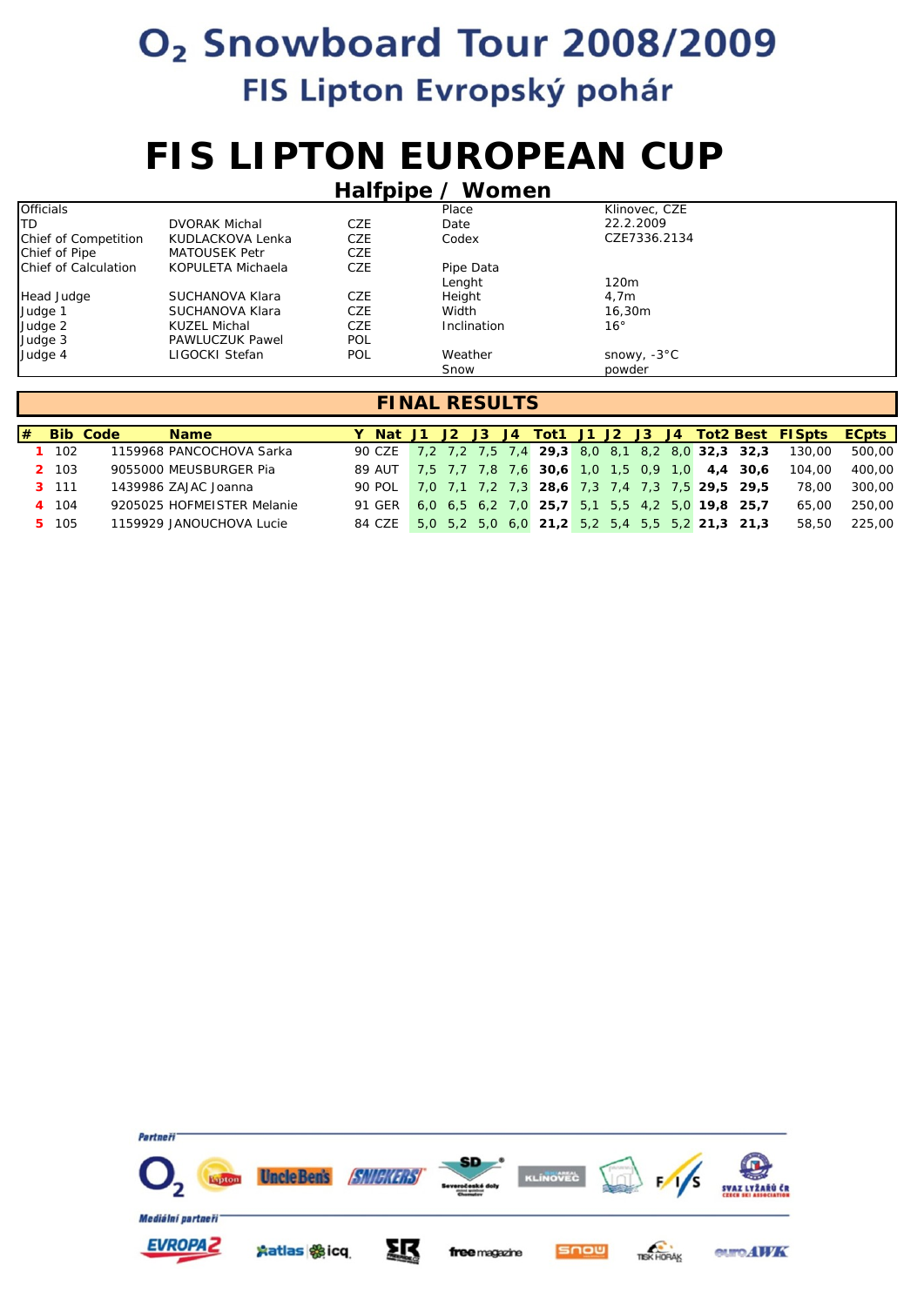# O₂ Snowboard Tour 2008/2009

## FIS Lipton Evropský pohár

# FIS LIPTON EUROPEAN CUP

## Halfpipe / Women

| Officials | | | | |
|---|---|---|---|---|
| TD | DVORAK Michal | CZE | Place | Klinovec, CZE |
| Chief of Competition | KUDLACKOVA Lenka | CZE | Date | 22.2.2009 |
| Chief of Pipe | MATOUSEK Petr | CZE | Codex | CZE7336.2134 |
| Chief of Calculation | KOPULETA Michaela | CZE | Pipe Data | |
| | | | Lenght | 120m |
| Head Judge | SUCHANOVA Klara | CZE | Height | 4,7m |
| Judge 1 | SUCHANOVA Klara | CZE | Width | 16,30m |
| Judge 2 | KUZEL Michal | CZE | Inclination | 16° |
| Judge 3 | PAWLUCZUK Pawel | POL | | |
| Judge 4 | LIGOCKI Stefan | POL | Weather | snowy, -3°C |
| | | | Snow | powder |

## FINAL RESULTS

| # | Bib | Code | Name | Y | Nat | J1 | J2 | J3 | J4 | Tot1 | J1 | J2 | J3 | J4 | Tot2 | Best | FISpts | ECpts |
|---|---|---|---|---|---|---|---|---|---|---|---|---|---|---|---|---|---|---|
| 1 | 102 | 1159968 | PANCOCHOVA Sarka | 90 | CZE | 7,2 | 7,2 | 7,5 | 7,4 | **29,3** | 8,0 | 8,1 | 8,2 | 8,0 | **32,3** | **32,3** | 130,00 | 500,00 |
| 2 | 103 | 9055000 | MEUSBURGER Pia | 89 | AUT | 7,5 | 7,7 | 7,8 | 7,6 | **30,6** | 1,0 | 1,5 | 0,9 | 1,0 | **4,4** | **30,6** | 104,00 | 400,00 |
| 3 | 111 | 1439986 | ZAJAC Joanna | 90 | POL | 7,0 | 7,1 | 7,2 | 7,3 | **28,6** | 7,3 | 7,4 | 7,3 | 7,5 | **29,5** | **29,5** | 78,00 | 300,00 |
| 4 | 104 | 9205025 | HOFMEISTER Melanie | 91 | GER | 6,0 | 6,5 | 6,2 | 7,0 | **25,7** | 5,1 | 5,5 | 4,2 | 5,0 | **19,8** | **25,7** | 65,00 | 250,00 |
| 5 | 105 | 1159929 | JANOUCHOVA Lucie | 84 | CZE | 5,0 | 5,2 | 5,0 | 6,0 | **21,2** | 5,2 | 5,4 | 5,5 | 5,2 | **21,3** | **21,3** | 58,50 | 225,00 |

Partneři

Mediální partneři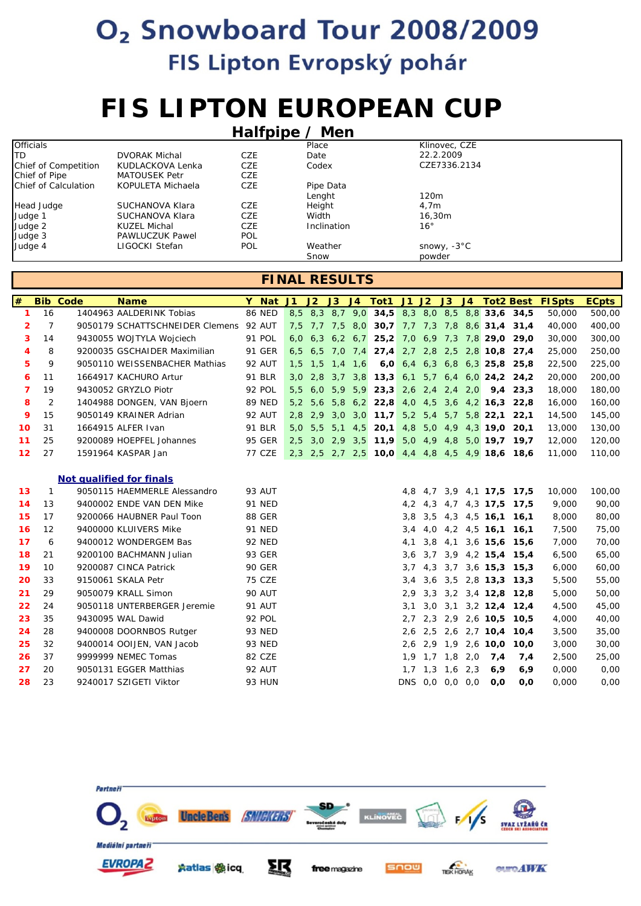# O₂ Snowboard Tour 2008/2009

## FIS Lipton Evropský pohár

# FIS LIPTON EUROPEAN CUP

### Halfpipe / Men

| Officials | | | | |
|---|---|---|---|---|
| TD | DVORAK Michal | CZE | Place | Klinovec, CZE |
| Chief of Competition | KUDLACKOVA Lenka | CZE | Date | 22.2.2009 |
| Chief of Pipe | MATOUSEK Petr | CZE | Codex | CZE7336.2134 |
| Chief of Calculation | KOPULETA Michaela | CZE | Pipe Data | |
| | | | Lenght | 120m |
| Head Judge | SUCHANOVA Klara | CZE | Height | 4,7m |
| Judge 1 | SUCHANOVA Klara | CZE | Width | 16,30m |
| Judge 2 | KUZEL Michal | CZE | Inclination | 16° |
| Judge 3 | PAWLUCZUK Pawel | POL | | |
| Judge 4 | LIGOCKI Stefan | POL | Weather | snowy, -3°C |
| | | | Snow | powder |

## FINAL RESULTS

| # | Bib | Code | Name | Y | Nat | J1 | J2 | J3 | J4 | Tot1 | J1 | J2 | J3 | J4 | Tot2 | Best | FISpts | ECpts |
|---|---|---|---|---|---|---|---|---|---|---|---|---|---|---|---|---|---|---|
| 1 | 16 | 1404963 | AALDERINK Tobias | 86 | NED | 8,5 | 8,3 | 8,7 | 9,0 | **34,5** | 8,3 | 8,0 | 8,5 | 8,8 | **33,6** | **34,5** | 50,000 | 500,00 |
| 2 | 7 | 9050179 | SCHATTSCHNEIDER Clemens | 92 | AUT | 7,5 | 7,7 | 7,5 | 8,0 | **30,7** | 7,7 | 7,3 | 7,8 | 8,6 | **31,4** | **31,4** | 40,000 | 400,00 |
| 3 | 14 | 9430055 | WOJTYLA Wojciech | 91 | POL | 6,0 | 6,3 | 6,2 | 6,7 | **25,2** | 7,0 | 6,9 | 7,3 | 7,8 | **29,0** | **29,0** | 30,000 | 300,00 |
| 4 | 8 | 9200035 | GSCHAIDER Maximilian | 91 | GER | 6,5 | 6,5 | 7,0 | 7,4 | **27,4** | 2,7 | 2,8 | 2,5 | 2,8 | **10,8** | **27,4** | 25,000 | 250,00 |
| 5 | 9 | 9050110 | WEISSENBACHER Mathias | 92 | AUT | 1,5 | 1,5 | 1,4 | 1,6 | **6,0** | 6,4 | 6,3 | 6,8 | 6,3 | **25,8** | **25,8** | 22,500 | 225,00 |
| 6 | 11 | 1664917 | KACHURO Artur | 91 | BLR | 3,0 | 2,8 | 3,7 | 3,8 | **13,3** | 6,1 | 5,7 | 6,4 | 6,0 | **24,2** | **24,2** | 20,000 | 200,00 |
| 7 | 19 | 9430052 | GRYZLO Piotr | 92 | POL | 5,5 | 6,0 | 5,9 | 5,9 | **23,3** | 2,6 | 2,4 | 2,4 | 2,0 | **9,4** | **23,3** | 18,000 | 180,00 |
| 8 | 2 | 1404988 | DONGEN, VAN Bjoern | 89 | NED | 5,2 | 5,6 | 5,8 | 6,2 | **22,8** | 4,0 | 4,5 | 3,6 | 4,2 | **16,3** | **22,8** | 16,000 | 160,00 |
| 9 | 15 | 9050149 | KRAINER Adrian | 92 | AUT | 2,8 | 2,9 | 3,0 | 3,0 | **11,7** | 5,2 | 5,4 | 5,7 | 5,8 | **22,1** | **22,1** | 14,500 | 145,00 |
| 10 | 31 | 1664915 | ALFER Ivan | 91 | BLR | 5,0 | 5,5 | 5,1 | 4,5 | **20,1** | 4,8 | 5,0 | 4,9 | 4,3 | **19,0** | **20,1** | 13,000 | 130,00 |
| 11 | 25 | 9200089 | HOEPFEL Johannes | 95 | GER | 2,5 | 3,0 | 2,9 | 3,5 | **11,9** | 5,0 | 4,9 | 4,8 | 5,0 | **19,7** | **19,7** | 12,000 | 120,00 |
| 12 | 27 | 1591964 | KASPAR Jan | 77 | CZE | 2,3 | 2,5 | 2,7 | 2,5 | **10,0** | 4,4 | 4,8 | 4,5 | 4,9 | **18,6** | **18,6** | 11,000 | 110,00 |
| | | | **Not qualified for finals** | | | | | | | | | | | | | | | |
| 13 | 1 | 9050115 | HAEMMERLE Alessandro | 93 | AUT | | | | | | 4,8 | 4,7 | 3,9 | 4,1 | **17,5** | **17,5** | 10,000 | 100,00 |
| 14 | 13 | 9400002 | ENDE VAN DEN Mike | 91 | NED | | | | | | 4,2 | 4,3 | 4,7 | 4,3 | **17,5** | **17,5** | 9,000 | 90,00 |
| 15 | 17 | 9200066 | HAUBNER Paul Toon | 88 | GER | | | | | | 3,8 | 3,5 | 4,3 | 4,5 | **16,1** | **16,1** | 8,000 | 80,00 |
| 16 | 12 | 9400000 | KLUIVERS Mike | 91 | NED | | | | | | 3,4 | 4,0 | 4,2 | 4,5 | **16,1** | **16,1** | 7,500 | 75,00 |
| 17 | 6 | 9400012 | WONDERGEM Bas | 92 | NED | | | | | | 4,1 | 3,8 | 4,1 | 3,6 | **15,6** | **15,6** | 7,000 | 70,00 |
| 18 | 21 | 9200100 | BACHMANN Julian | 93 | GER | | | | | | 3,6 | 3,7 | 3,9 | 4,2 | **15,4** | **15,4** | 6,500 | 65,00 |
| 19 | 10 | 9200087 | CINCA Patrick | 90 | GER | | | | | | 3,7 | 4,3 | 3,7 | 3,6 | **15,3** | **15,3** | 6,000 | 60,00 |
| 20 | 33 | 9150061 | SKALA Petr | 75 | CZE | | | | | | 3,4 | 3,6 | 3,5 | 2,8 | **13,3** | **13,3** | 5,500 | 55,00 |
| 21 | 29 | 9050079 | KRALL Simon | 90 | AUT | | | | | | 2,9 | 3,3 | 3,2 | 3,4 | **12,8** | **12,8** | 5,000 | 50,00 |
| 22 | 24 | 9050118 | UNTERBERGER Jeremie | 91 | AUT | | | | | | 3,1 | 3,0 | 3,1 | 3,2 | **12,4** | **12,4** | 4,500 | 45,00 |
| 23 | 35 | 9430095 | WAL Dawid | 92 | POL | | | | | | 2,7 | 2,3 | 2,9 | 2,6 | **10,5** | **10,5** | 4,000 | 40,00 |
| 24 | 28 | 9400008 | DOORNBOS Rutger | 93 | NED | | | | | | 2,6 | 2,5 | 2,6 | 2,7 | **10,4** | **10,4** | 3,500 | 35,00 |
| 25 | 32 | 9400014 | OOIJEN, VAN Jacob | 93 | NED | | | | | | 2,6 | 2,9 | 1,9 | 2,6 | **10,0** | **10,0** | 3,000 | 30,00 |
| 26 | 37 | 9999999 | NEMEC Tomas | 82 | CZE | | | | | | 1,9 | 1,7 | 1,8 | 2,0 | **7,4** | **7,4** | 2,500 | 25,00 |
| 27 | 20 | 9050131 | EGGER Matthias | 92 | AUT | | | | | | 1,7 | 1,3 | 1,6 | 2,3 | **6,9** | **6,9** | 0,000 | 0,00 |
| 28 | 23 | 9240017 | SZIGETI Viktor | 93 | HUN | | | | | DNS | 0,0 | 0,0 | 0,0 | 0,0 | **0,0** | **0,0** | 0,000 | 0,00 |

Partneři

Mediální partneři